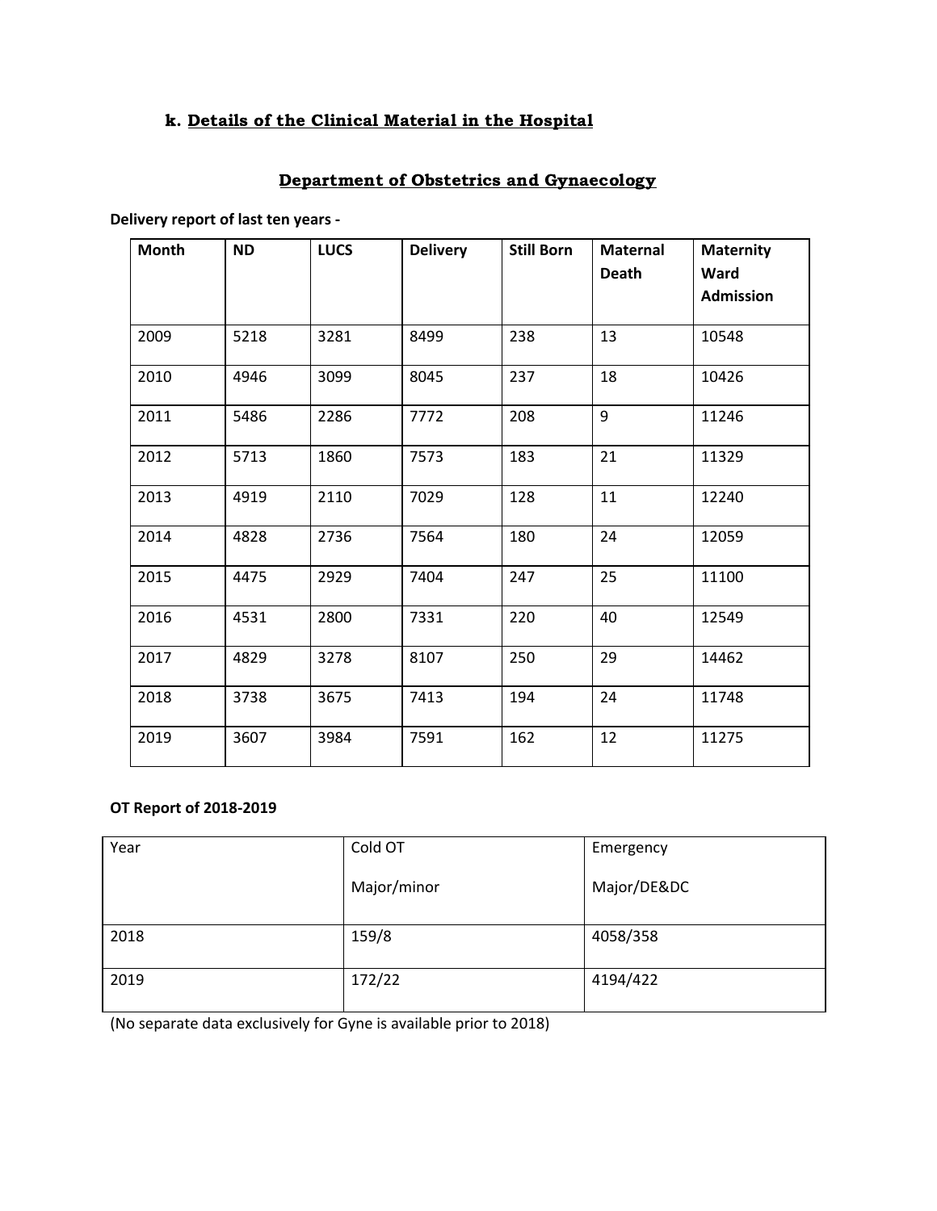### k. Details of the Clinical Material in the Hospital

## Department of Obstetrics and Gynaecology

**Delivery report of last ten years -**

| Month | ND | LUCS | Delivery | Still Born | Maternal Death | Maternity Ward Admission |
|---|---|---|---|---|---|---|
| 2009 | 5218 | 3281 | 8499 | 238 | 13 | 10548 |
| 2010 | 4946 | 3099 | 8045 | 237 | 18 | 10426 |
| 2011 | 5486 | 2286 | 7772 | 208 | 9 | 11246 |
| 2012 | 5713 | 1860 | 7573 | 183 | 21 | 11329 |
| 2013 | 4919 | 2110 | 7029 | 128 | 11 | 12240 |
| 2014 | 4828 | 2736 | 7564 | 180 | 24 | 12059 |
| 2015 | 4475 | 2929 | 7404 | 247 | 25 | 11100 |
| 2016 | 4531 | 2800 | 7331 | 220 | 40 | 12549 |
| 2017 | 4829 | 3278 | 8107 | 250 | 29 | 14462 |
| 2018 | 3738 | 3675 | 7413 | 194 | 24 | 11748 |
| 2019 | 3607 | 3984 | 7591 | 162 | 12 | 11275 |

**OT Report of 2018-2019**

| Year | Cold OT<br>Major/minor | Emergency<br>Major/DE&DC |
|---|---|---|
| 2018 | 159/8 | 4058/358 |
| 2019 | 172/22 | 4194/422 |

(No separate data exclusively for Gyne is available prior to 2018)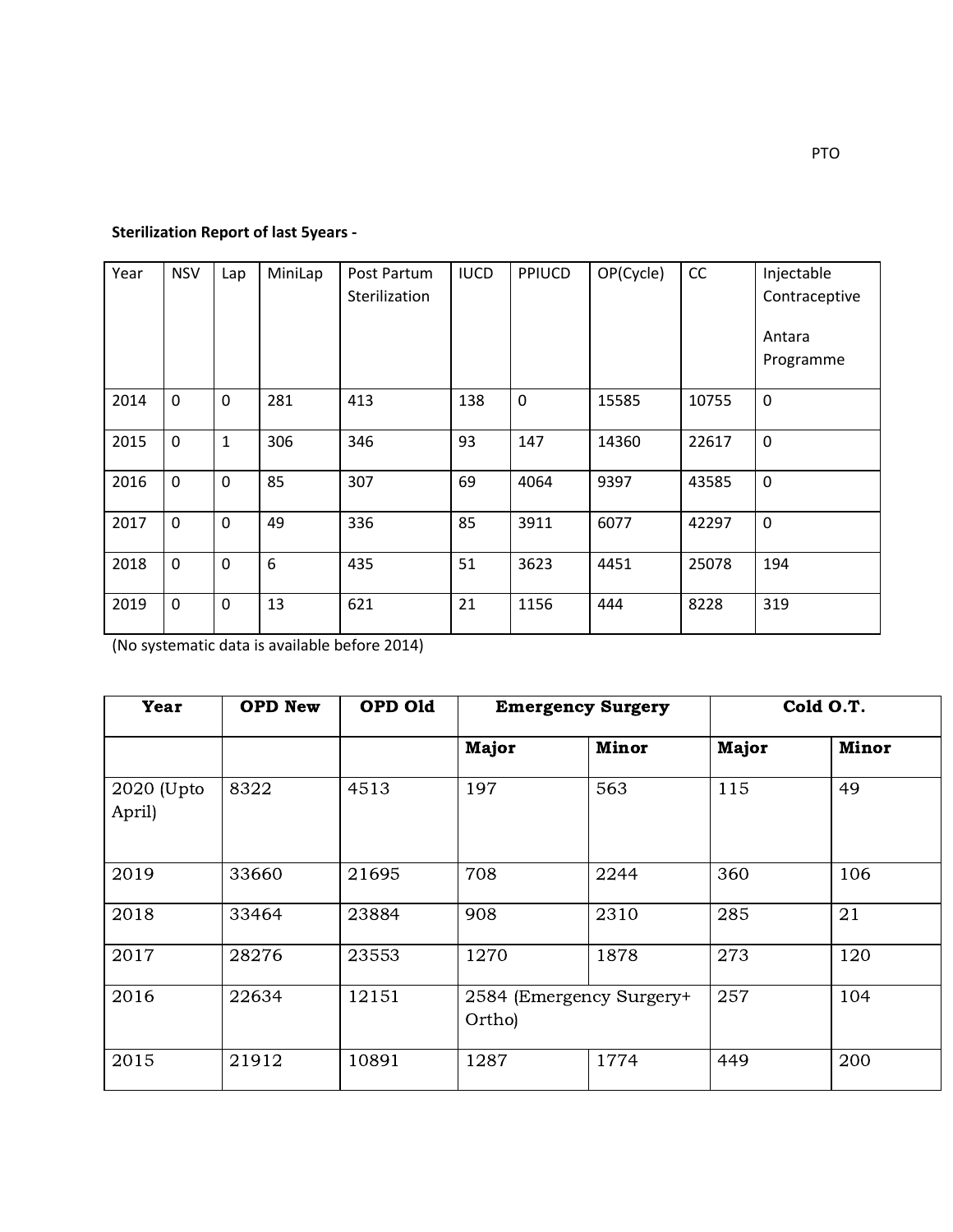PTO

**Sterilization Report of last 5years -**

| Year | NSV | Lap | MiniLap | Post Partum Sterilization | IUCD | PPIUCD | OP(Cycle) | CC | Injectable Contraceptive Antara Programme |
|---|---|---|---|---|---|---|---|---|---|
| 2014 | 0 | 0 | 281 | 413 | 138 | 0 | 15585 | 10755 | 0 |
| 2015 | 0 | 1 | 306 | 346 | 93 | 147 | 14360 | 22617 | 0 |
| 2016 | 0 | 0 | 85 | 307 | 69 | 4064 | 9397 | 43585 | 0 |
| 2017 | 0 | 0 | 49 | 336 | 85 | 3911 | 6077 | 42297 | 0 |
| 2018 | 0 | 0 | 6 | 435 | 51 | 3623 | 4451 | 25078 | 194 |
| 2019 | 0 | 0 | 13 | 621 | 21 | 1156 | 444 | 8228 | 319 |

(No systematic data is available before 2014)

| Year | OPD New | OPD Old | Emergency Surgery | | Cold O.T. | |
|---|---|---|---|---|---|---|
| | | | Major | Minor | Major | Minor |
| 2020 (Upto April) | 8322 | 4513 | 197 | 563 | 115 | 49 |
| 2019 | 33660 | 21695 | 708 | 2244 | 360 | 106 |
| 2018 | 33464 | 23884 | 908 | 2310 | 285 | 21 |
| 2017 | 28276 | 23553 | 1270 | 1878 | 273 | 120 |
| 2016 | 22634 | 12151 | 2584 (Emergency Surgery+ Ortho) | | 257 | 104 |
| 2015 | 21912 | 10891 | 1287 | 1774 | 449 | 200 |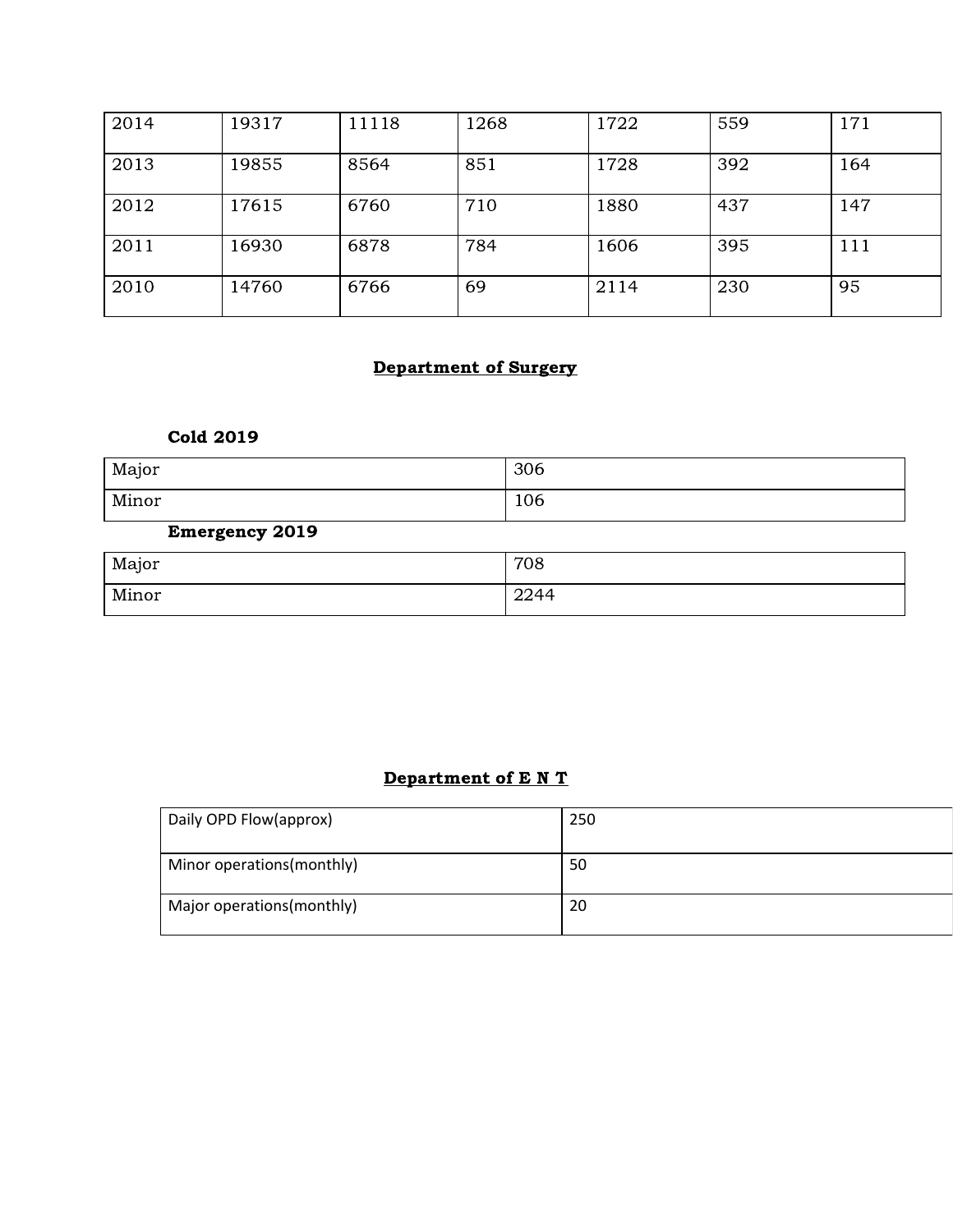| 2014 | 19317 | 11118 | 1268 | 1722 | 559 | 171 |
|---|---|---|---|---|---|---|
| 2013 | 19855 | 8564 | 851 | 1728 | 392 | 164 |
| 2012 | 17615 | 6760 | 710 | 1880 | 437 | 147 |
| 2011 | 16930 | 6878 | 784 | 1606 | 395 | 111 |
| 2010 | 14760 | 6766 | 69 | 2114 | 230 | 95 |

## Department of Surgery

**Cold 2019**

| Major | 306 |
|---|---|
| Minor | 106 |

**Emergency 2019**

| Major | 708 |
|---|---|
| Minor | 2244 |

## Department of E N T

| Daily OPD Flow(approx) | 250 |
|---|---|
| Minor operations(monthly) | 50 |
| Major operations(monthly) | 20 |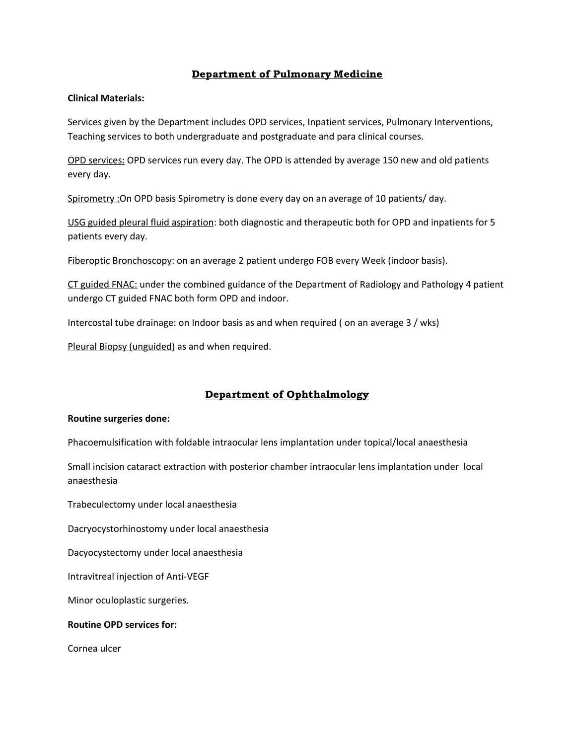## Department of Pulmonary Medicine

**Clinical Materials:**

Services given by the Department includes OPD services, Inpatient services, Pulmonary Interventions, Teaching services to both undergraduate and postgraduate and para clinical courses.

OPD services: OPD services run every day. The OPD is attended by average 150 new and old patients every day.

Spirometry :On OPD basis Spirometry is done every day on an average of 10 patients/ day.

USG guided pleural fluid aspiration: both diagnostic and therapeutic both for OPD and inpatients for 5 patients every day.

Fiberoptic Bronchoscopy: on an average 2 patient undergo FOB every Week (indoor basis).

CT guided FNAC: under the combined guidance of the Department of Radiology and Pathology 4 patient undergo CT guided FNAC both form OPD and indoor.

Intercostal tube drainage: on Indoor basis as and when required ( on an average 3 / wks)

Pleural Biopsy (unguided) as and when required.

## Department of Ophthalmology

**Routine surgeries done:**

Phacoemulsification with foldable intraocular lens implantation under topical/local anaesthesia

Small incision cataract extraction with posterior chamber intraocular lens implantation under local anaesthesia

Trabeculectomy under local anaesthesia

Dacryocystorhinostomy under local anaesthesia

Dacyocystectomy under local anaesthesia

Intravitreal injection of Anti-VEGF

Minor oculoplastic surgeries.

**Routine OPD services for:**

Cornea ulcer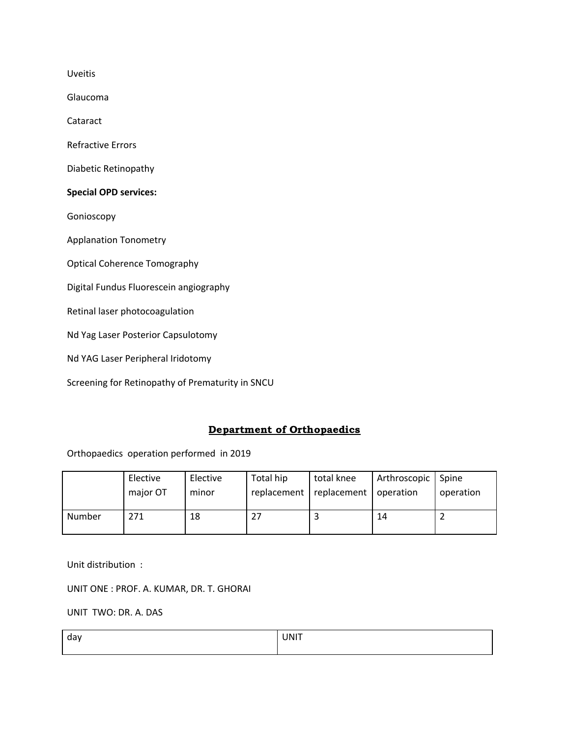Uveitis

Glaucoma

Cataract

Refractive Errors

Diabetic Retinopathy

**Special OPD services:**

Gonioscopy

Applanation Tonometry

Optical Coherence Tomography

Digital Fundus Fluorescein angiography

Retinal laser photocoagulation

Nd Yag Laser Posterior Capsulotomy

Nd YAG Laser Peripheral Iridotomy

Screening for Retinopathy of Prematurity in SNCU

## Department of Orthopaedics

Orthopaedics operation performed in 2019

| | Elective major OT | Elective minor | Total hip replacement | total knee replacement | Arthroscopic operation | Spine operation |
|---|---|---|---|---|---|---|
| Number | 271 | 18 | 27 | 3 | 14 | 2 |

Unit distribution :

UNIT ONE : PROF. A. KUMAR, DR. T. GHORAI

UNIT TWO: DR. A. DAS

| day | UNIT |
|---|---|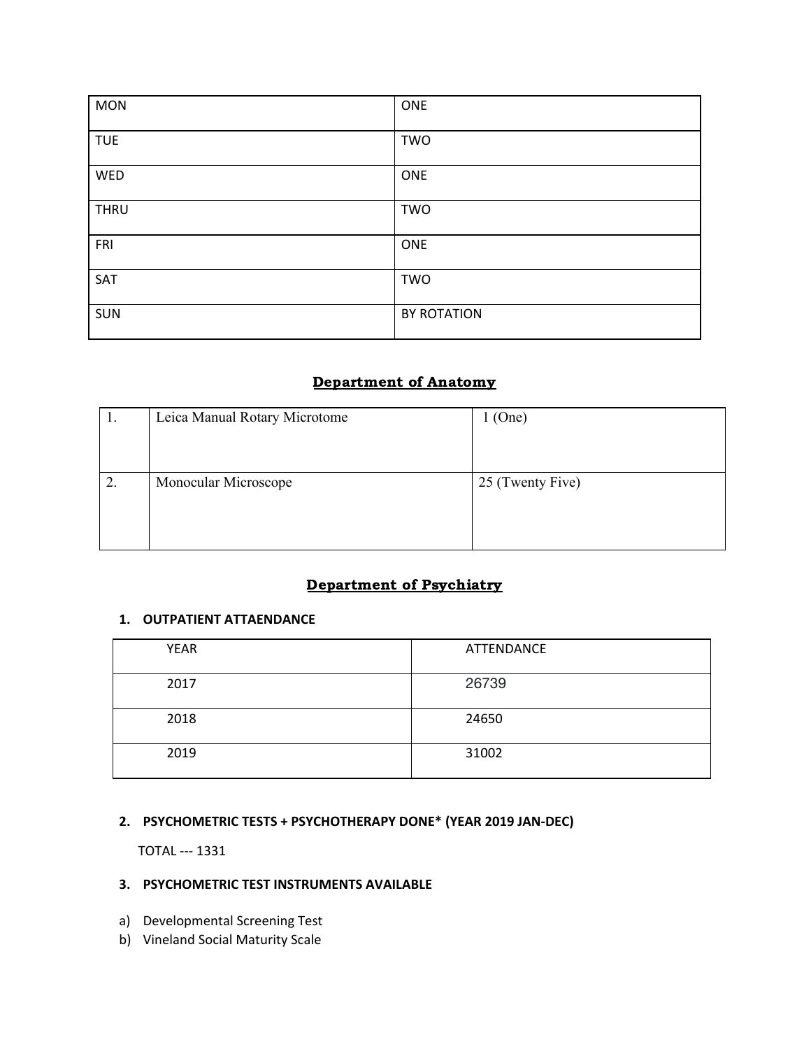| MON | ONE |
|---|---|
| TUE | TWO |
| WED | ONE |
| THRU | TWO |
| FRI | ONE |
| SAT | TWO |
| SUN | BY ROTATION |

## Department of Anatomy

| 1. | Leica Manual Rotary Microtome | 1 (One) |
|---|---|---|
| 2. | Monocular Microscope | 25 (Twenty Five) |

## Department of Psychiatry

### 1. OUTPATIENT ATTAENDANCE

| YEAR | ATTENDANCE |
|---|---|
| 2017 | 26739 |
| 2018 | 24650 |
| 2019 | 31002 |

### 2. PSYCHOMETRIC TESTS + PSYCHOTHERAPY DONE* (YEAR 2019 JAN-DEC)

TOTAL --- 1331

### 3. PSYCHOMETRIC TEST INSTRUMENTS AVAILABLE

a) Developmental Screening Test
b) Vineland Social Maturity Scale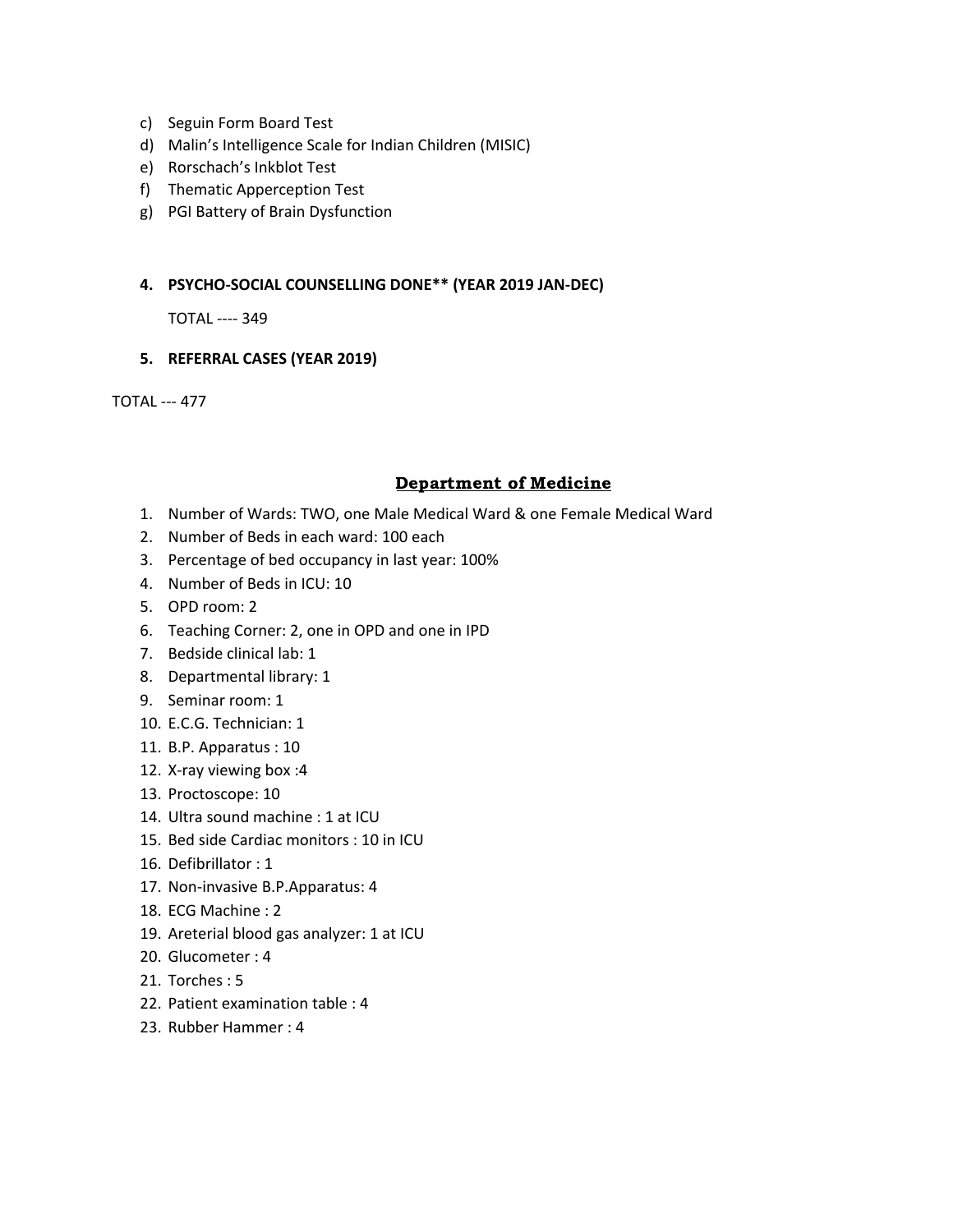c) Seguin Form Board Test
d) Malin's Intelligence Scale for Indian Children (MISIC)
e) Rorschach's Inkblot Test
f) Thematic Apperception Test
g) PGI Battery of Brain Dysfunction

**4. PSYCHO-SOCIAL COUNSELLING DONE** (YEAR 2019 JAN-DEC)**

TOTAL ---- 349

**5. REFERRAL CASES (YEAR 2019)**

TOTAL --- 477

## Department of Medicine

1. Number of Wards: TWO, one Male Medical Ward & one Female Medical Ward
2. Number of Beds in each ward: 100 each
3. Percentage of bed occupancy in last year: 100%
4. Number of Beds in ICU: 10
5. OPD room: 2
6. Teaching Corner: 2, one in OPD and one in IPD
7. Bedside clinical lab: 1
8. Departmental library: 1
9. Seminar room: 1
10. E.C.G. Technician: 1
11. B.P. Apparatus : 10
12. X-ray viewing box :4
13. Proctoscope: 10
14. Ultra sound machine : 1 at ICU
15. Bed side Cardiac monitors : 10 in ICU
16. Defibrillator : 1
17. Non-invasive B.P.Apparatus: 4
18. ECG Machine : 2
19. Areterial blood gas analyzer: 1 at ICU
20. Glucometer : 4
21. Torches : 5
22. Patient examination table : 4
23. Rubber Hammer : 4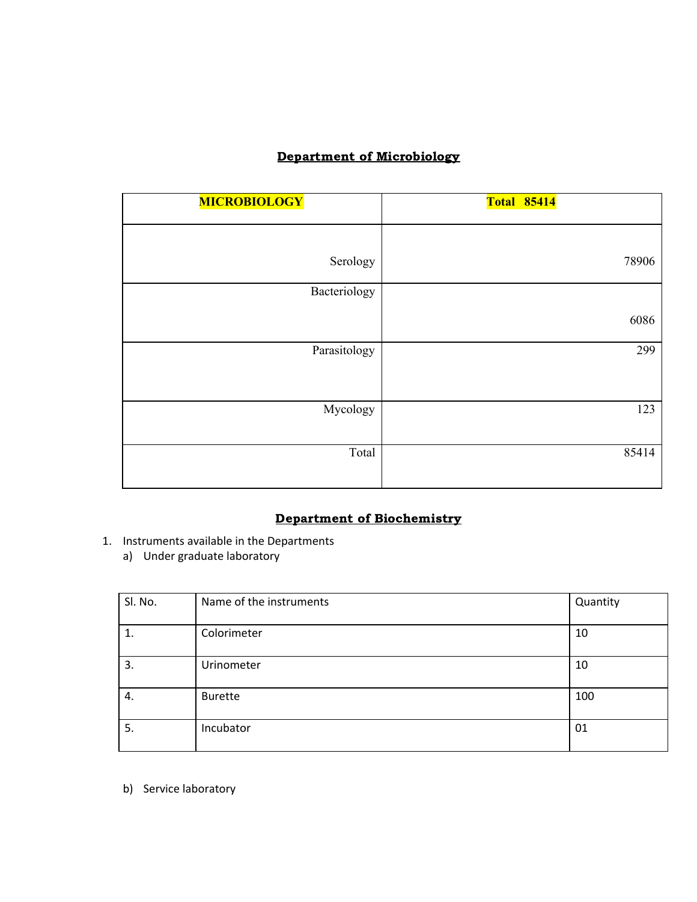## Department of Microbiology

| **MICROBIOLOGY** | **Total 85414** |
|---|---|
| Serology | 78906 |
| Bacteriology | 6086 |
| Parasitology | 299 |
| Mycology | 123 |
| Total | 85414 |

## Department of Biochemistry

1. Instruments available in the Departments
   a) Under graduate laboratory

| Sl. No. | Name of the instruments | Quantity |
|---|---|---|
| 1. | Colorimeter | 10 |
| 3. | Urinometer | 10 |
| 4. | Burette | 100 |
| 5. | Incubator | 01 |

   b) Service laboratory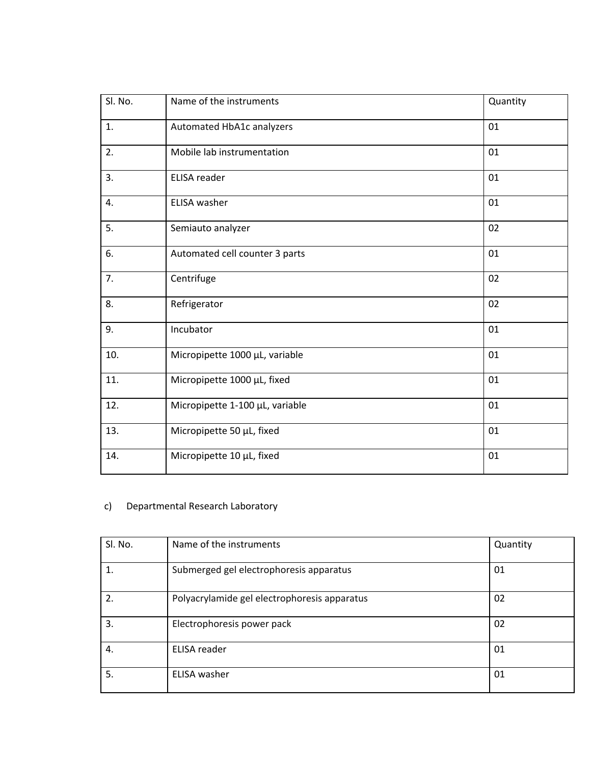| Sl. No. | Name of the instruments | Quantity |
|---|---|---|
| 1. | Automated HbA1c analyzers | 01 |
| 2. | Mobile lab instrumentation | 01 |
| 3. | ELISA reader | 01 |
| 4. | ELISA washer | 01 |
| 5. | Semiauto analyzer | 02 |
| 6. | Automated cell counter 3 parts | 01 |
| 7. | Centrifuge | 02 |
| 8. | Refrigerator | 02 |
| 9. | Incubator | 01 |
| 10. | Micropipette 1000 µL, variable | 01 |
| 11. | Micropipette 1000 µL, fixed | 01 |
| 12. | Micropipette 1-100 µL, variable | 01 |
| 13. | Micropipette 50 µL, fixed | 01 |
| 14. | Micropipette 10 µL, fixed | 01 |

c) Departmental Research Laboratory

| Sl. No. | Name of the instruments | Quantity |
|---|---|---|
| 1. | Submerged gel electrophoresis apparatus | 01 |
| 2. | Polyacrylamide gel electrophoresis apparatus | 02 |
| 3. | Electrophoresis power pack | 02 |
| 4. | ELISA reader | 01 |
| 5. | ELISA washer | 01 |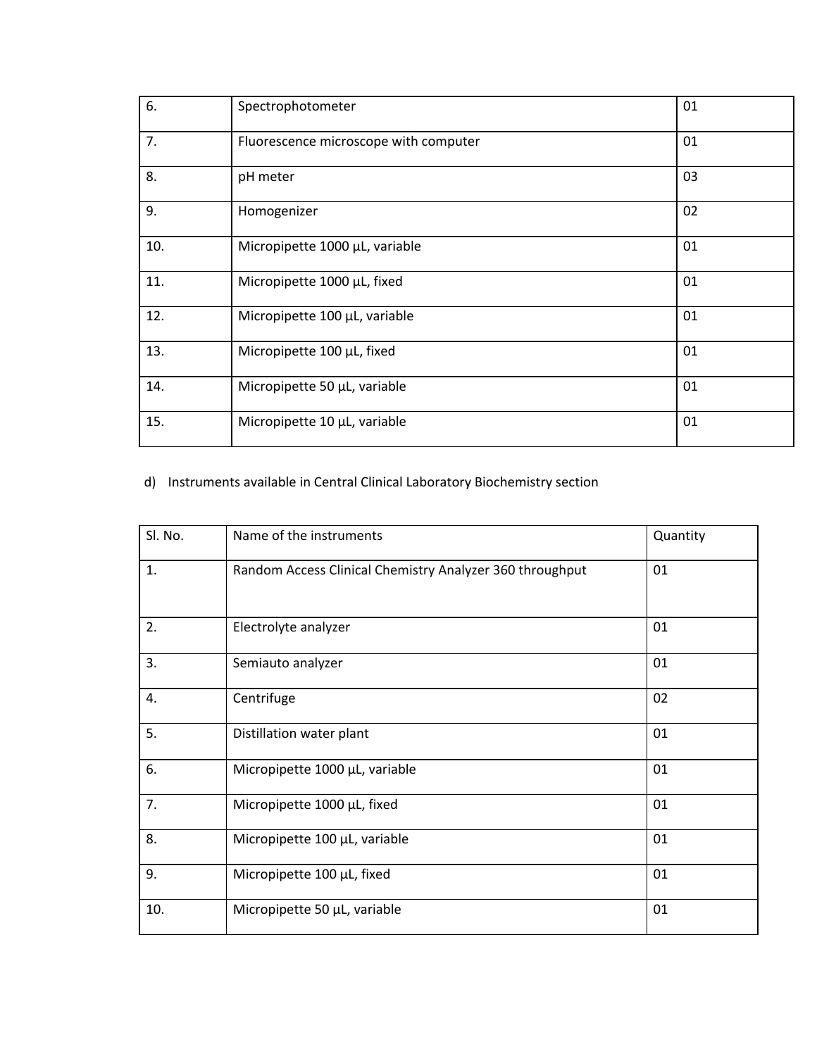| | | |
|---|---|---|
| 6. | Spectrophotometer | 01 |
| 7. | Fluorescence microscope with computer | 01 |
| 8. | pH meter | 03 |
| 9. | Homogenizer | 02 |
| 10. | Micropipette 1000 µL, variable | 01 |
| 11. | Micropipette 1000 µL, fixed | 01 |
| 12. | Micropipette 100 µL, variable | 01 |
| 13. | Micropipette 100 µL, fixed | 01 |
| 14. | Micropipette 50 µL, variable | 01 |
| 15. | Micropipette 10 µL, variable | 01 |

d) Instruments available in Central Clinical Laboratory Biochemistry section

| Sl. No. | Name of the instruments | Quantity |
|---|---|---|
| 1. | Random Access Clinical Chemistry Analyzer 360 throughput | 01 |
| 2. | Electrolyte analyzer | 01 |
| 3. | Semiauto analyzer | 01 |
| 4. | Centrifuge | 02 |
| 5. | Distillation water plant | 01 |
| 6. | Micropipette 1000 µL, variable | 01 |
| 7. | Micropipette 1000 µL, fixed | 01 |
| 8. | Micropipette 100 µL, variable | 01 |
| 9. | Micropipette 100 µL, fixed | 01 |
| 10. | Micropipette 50 µL, variable | 01 |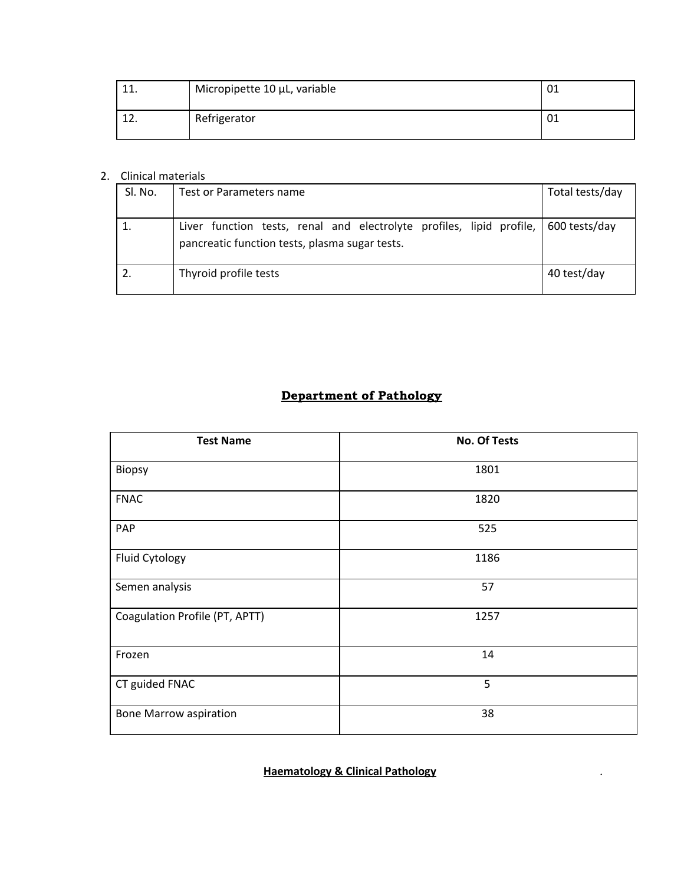| 11. | Micropipette 10 µL, variable | 01 |
|---|---|---|
| 12. | Refrigerator | 01 |

2. Clinical materials

| Sl. No. | Test or Parameters name | Total tests/day |
|---|---|---|
| 1. | Liver function tests, renal and electrolyte profiles, lipid profile, pancreatic function tests, plasma sugar tests. | 600 tests/day |
| 2. | Thyroid profile tests | 40 test/day |

## Department of Pathology

| Test Name | No. Of Tests |
|---|---|
| Biopsy | 1801 |
| FNAC | 1820 |
| PAP | 525 |
| Fluid Cytology | 1186 |
| Semen analysis | 57 |
| Coagulation Profile (PT, APTT) | 1257 |
| Frozen | 14 |
| CT guided FNAC | 5 |
| Bone Marrow aspiration | 38 |

**Haematology & Clinical Pathology**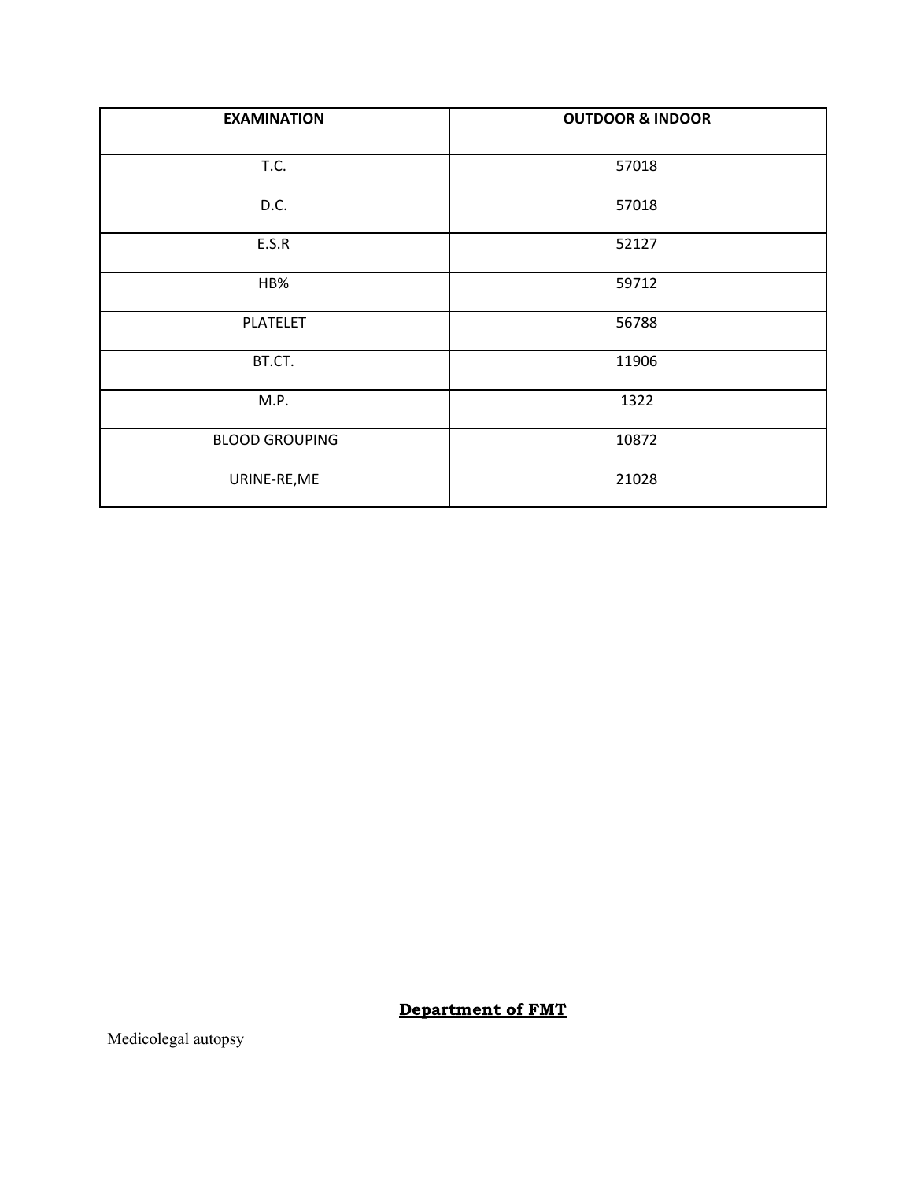| EXAMINATION | OUTDOOR & INDOOR |
| --- | --- |
| T.C. | 57018 |
| D.C. | 57018 |
| E.S.R | 52127 |
| HB% | 59712 |
| PLATELET | 56788 |
| BT.CT. | 11906 |
| M.P. | 1322 |
| BLOOD GROUPING | 10872 |
| URINE-RE,ME | 21028 |

## **Department of FMT**

Medicolegal autopsy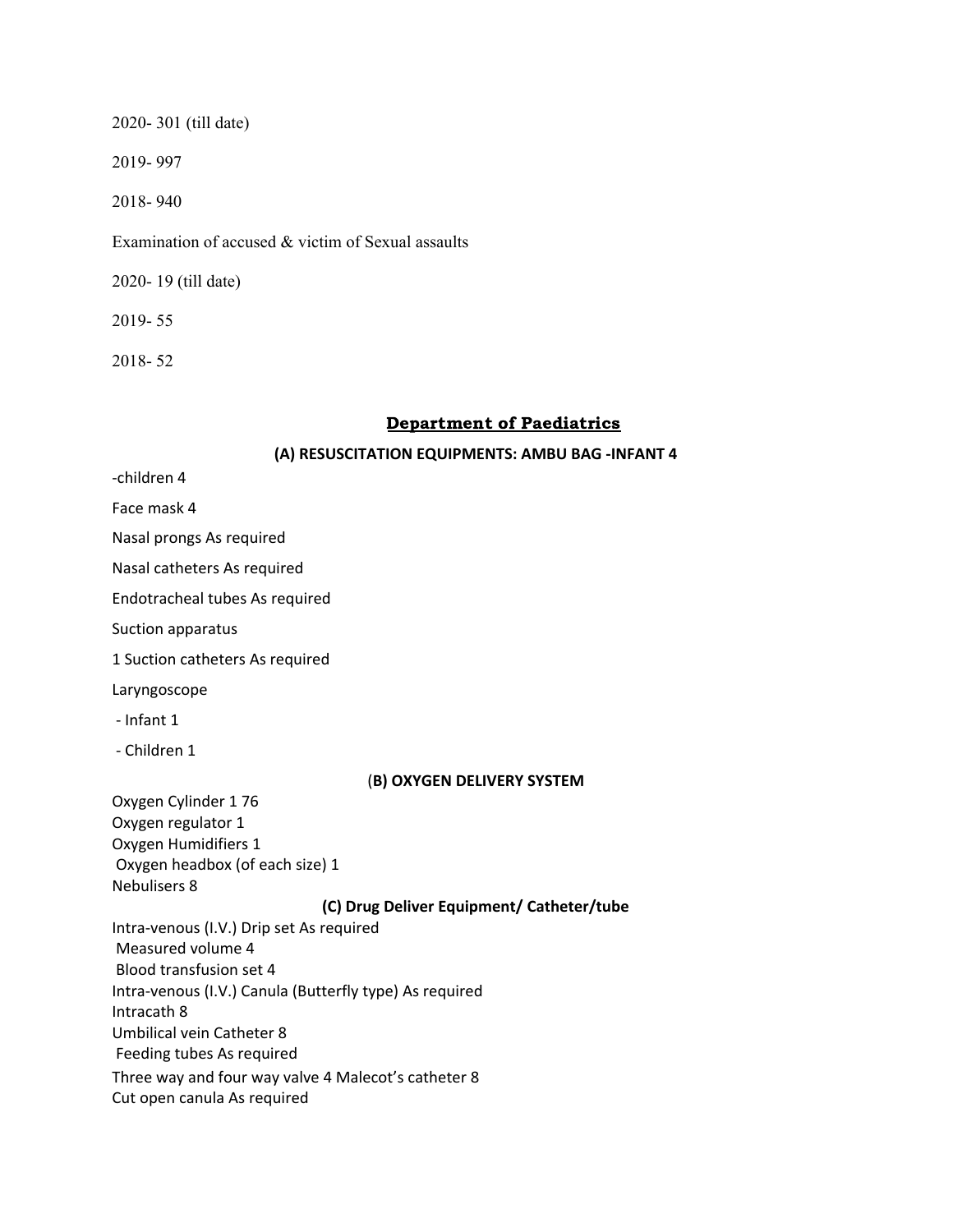2020- 301 (till date)

2019- 997

2018- 940

Examination of accused & victim of Sexual assaults

2020- 19 (till date)

2019- 55

2018- 52

## Department of Paediatrics

**(A) RESUSCITATION EQUIPMENTS: AMBU BAG -INFANT 4**

-children 4

Face mask 4

Nasal prongs As required

Nasal catheters As required

Endotracheal tubes As required

Suction apparatus

1 Suction catheters As required

Laryngoscope

- Infant 1

- Children 1

**(B) OXYGEN DELIVERY SYSTEM**

Oxygen Cylinder 1 76
Oxygen regulator 1
Oxygen Humidifiers 1
Oxygen headbox (of each size) 1
Nebulisers 8

**(C) Drug Deliver Equipment/ Catheter/tube**

Intra-venous (I.V.) Drip set As required
Measured volume 4
Blood transfusion set 4
Intra-venous (I.V.) Canula (Butterfly type) As required
Intracath 8
Umbilical vein Catheter 8
Feeding tubes As required
Three way and four way valve 4 Malecot's catheter 8
Cut open canula As required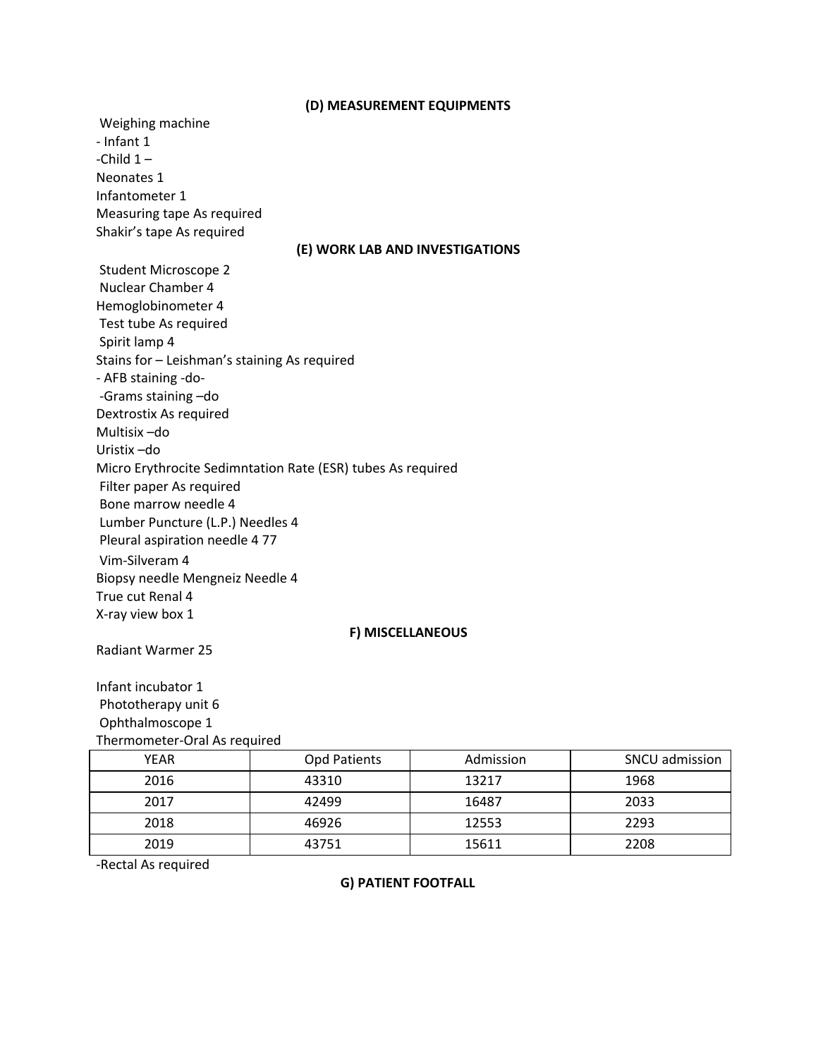#### (D) MEASUREMENT EQUIPMENTS

Weighing machine
- Infant 1
-Child 1 –
Neonates 1
Infantometer 1
Measuring tape As required
Shakir's tape As required

#### (E) WORK LAB AND INVESTIGATIONS

Student Microscope 2
Nuclear Chamber 4
Hemoglobinometer 4
Test tube As required
Spirit lamp 4
Stains for – Leishman's staining As required
- AFB staining -do-
-Grams staining –do
Dextrostix As required
Multisix –do
Uristix –do
Micro Erythrocite Sedimntation Rate (ESR) tubes As required
Filter paper As required
Bone marrow needle 4
Lumber Puncture (L.P.) Needles 4
Pleural aspiration needle 4 77
Vim-Silveram 4
Biopsy needle Mengneiz Needle 4
True cut Renal 4
X-ray view box 1

#### F) MISCELLANEOUS

Radiant Warmer 25

Infant incubator 1
Phototherapy unit 6
Ophthalmoscope 1
Thermometer-Oral As required

| YEAR | Opd Patients | Admission | SNCU admission |
|---|---|---|---|
| 2016 | 43310 | 13217 | 1968 |
| 2017 | 42499 | 16487 | 2033 |
| 2018 | 46926 | 12553 | 2293 |
| 2019 | 43751 | 15611 | 2208 |

-Rectal As required

#### G) PATIENT FOOTFALL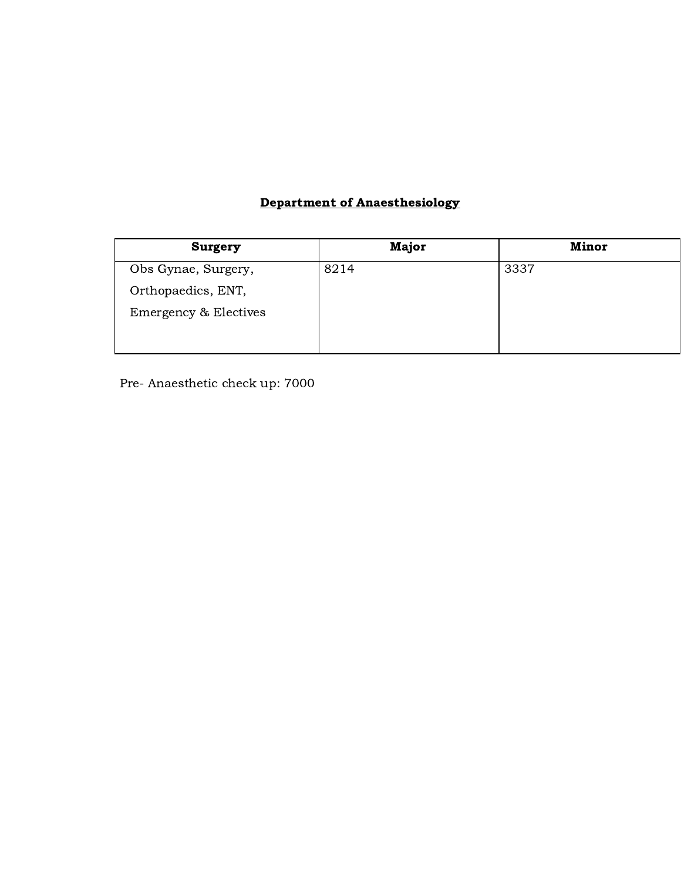## Department of Anaesthesiology

| Surgery | Major | Minor |
|---|---|---|
| Obs Gynae, Surgery, Orthopaedics, ENT, Emergency & Electives | 8214 | 3337 |

Pre- Anaesthetic check up: 7000